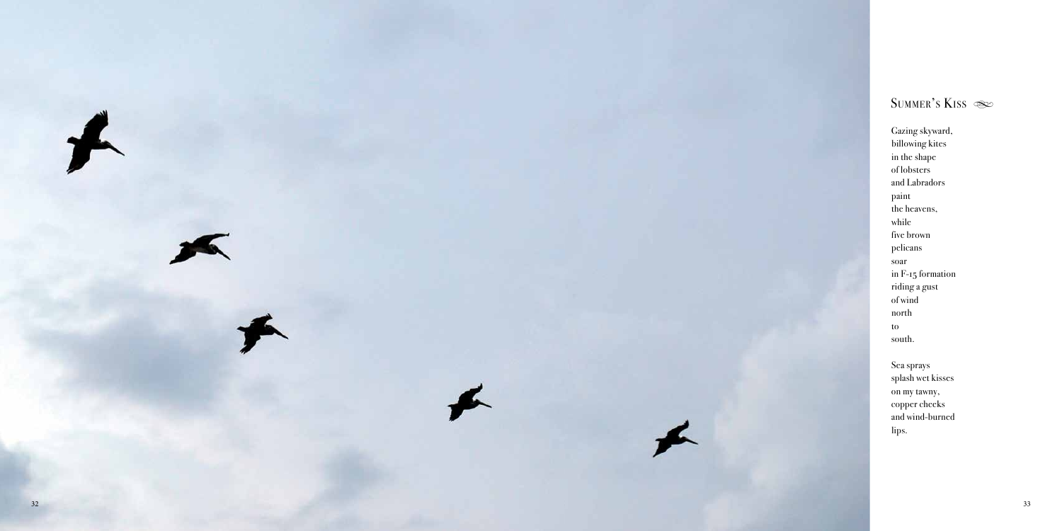## Summer's Kiss

Gazing skyward,
billowing kites
in the shape
of lobsters
and Labradors
paint
the heavens,
while
five brown
pelicans
soar
in F-15 formation
riding a gust
of wind
north
to
south.

Sea sprays
splash wet kisses
on my tawny,
copper cheeks
and wind-burned
lips.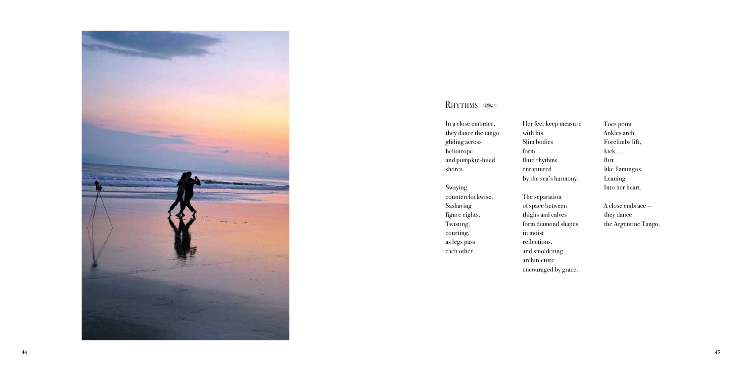## Rhythms

In a close embrace,
they dance the tango
gliding across
heliotrope
and pumpkin-hued
shores.

Swaying
counterclockwise.
Sashaying
figure eights.
Twisting,
courting,
as legs pass
each other.

Her feet keep measure
with his.
Slim bodies
form
fluid rhythms
enraptured
by the sea's harmony.

The separation
of space between
thighs and calves
form diamond shapes
in moist
reflections,
and smoldering
architecture
encouraged by grace.

Toes point.
Ankles arch.
Forelimbs lift,
kick . . .
flirt
like flamingos.
Leaning
Into her heart.

A close embrace –
they dance
the Argentine Tango.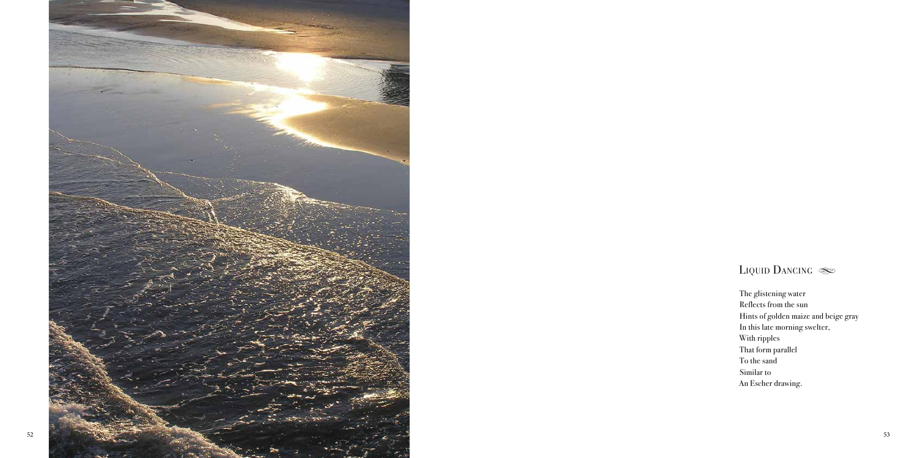## Liquid Dancing

The glistening water  
Reflects from the sun  
Hints of golden maize and beige gray  
In this late morning swelter,  
With ripples  
That form parallel  
To the sand  
Similar to  
An Escher drawing.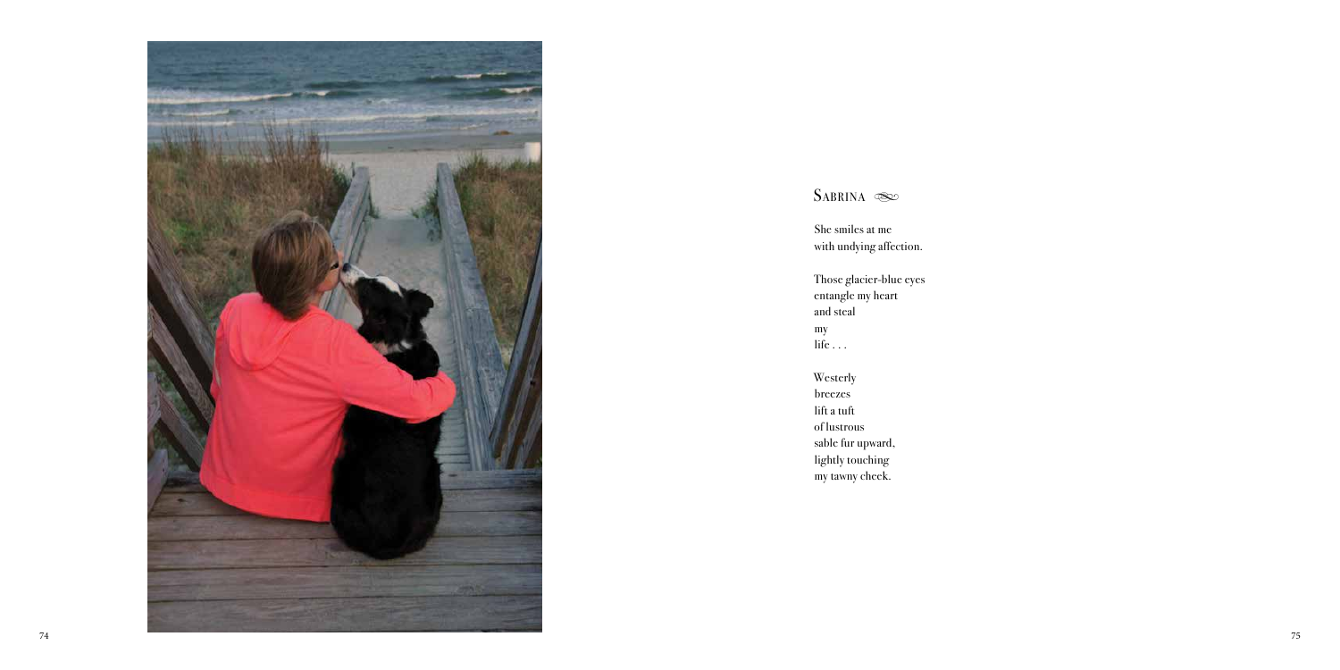## Sabrina

She smiles at me  
with undying affection.

Those glacier-blue eyes  
entangle my heart  
and steal  
my  
life . . .

Westerly  
breezes  
lift a tuft  
of lustrous  
sable fur upward,  
lightly touching  
my tawny cheek.